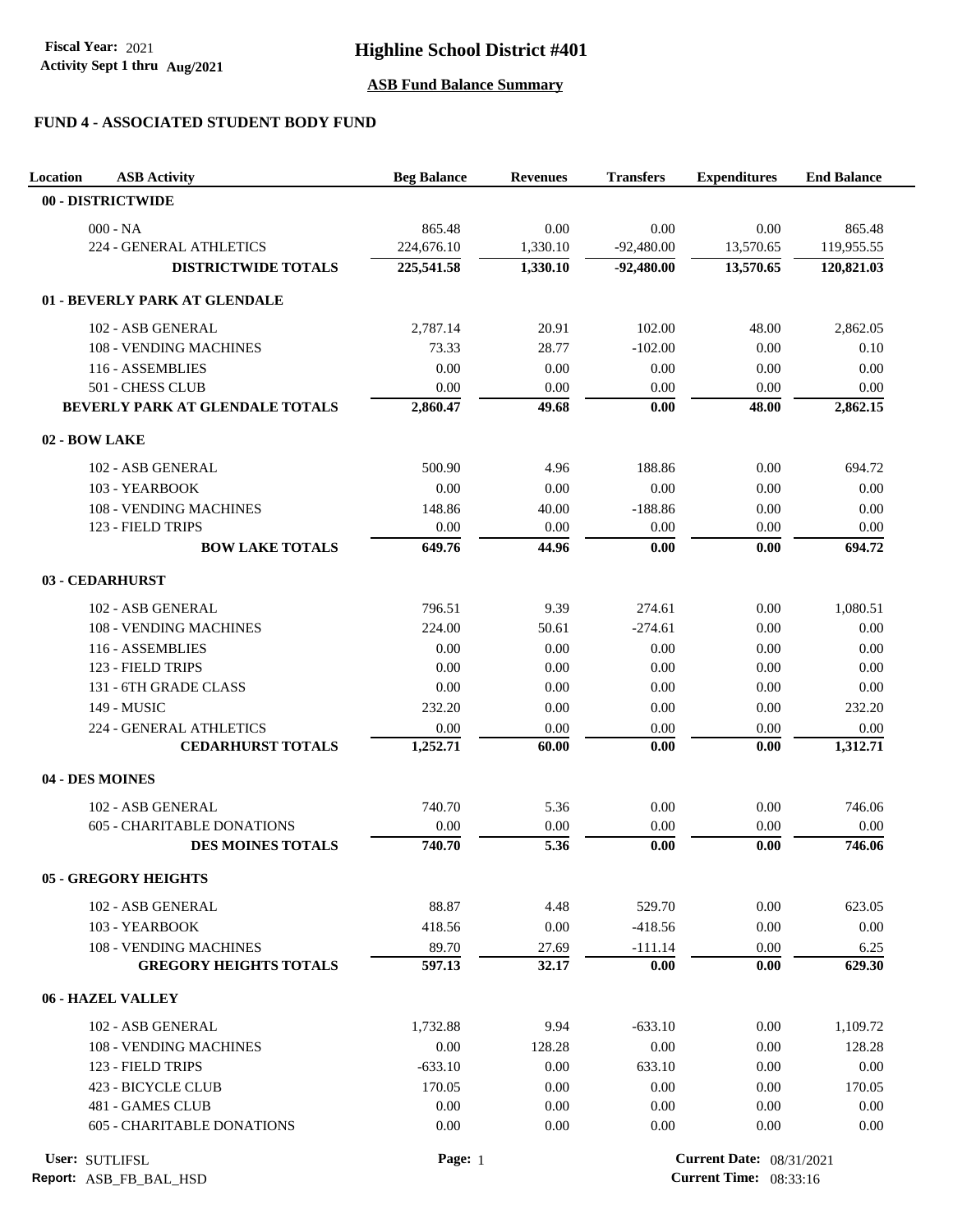# Highline School District #401

**Fiscal Year:** 2021
**Activity Sept 1 thru Aug/2021**

## ASB Fund Balance Summary

### FUND 4 - ASSOCIATED STUDENT BODY FUND

| Location | ASB Activity | Beg Balance | Revenues | Transfers | Expenditures | End Balance |
|---|---|---|---|---|---|---|
| **00 - DISTRICTWIDE** | | | | | | |
| | 000 - NA | 865.48 | 0.00 | 0.00 | 0.00 | 865.48 |
| | 224 - GENERAL ATHLETICS | 224,676.10 | 1,330.10 | -92,480.00 | 13,570.65 | 119,955.55 |
| | **DISTRICTWIDE TOTALS** | **225,541.58** | **1,330.10** | **-92,480.00** | **13,570.65** | **120,821.03** |
| **01 - BEVERLY PARK AT GLENDALE** | | | | | | |
| | 102 - ASB GENERAL | 2,787.14 | 20.91 | 102.00 | 48.00 | 2,862.05 |
| | 108 - VENDING MACHINES | 73.33 | 28.77 | -102.00 | 0.00 | 0.10 |
| | 116 - ASSEMBLIES | 0.00 | 0.00 | 0.00 | 0.00 | 0.00 |
| | 501 - CHESS CLUB | 0.00 | 0.00 | 0.00 | 0.00 | 0.00 |
| | **BEVERLY PARK AT GLENDALE TOTALS** | **2,860.47** | **49.68** | **0.00** | **48.00** | **2,862.15** |
| **02 - BOW LAKE** | | | | | | |
| | 102 - ASB GENERAL | 500.90 | 4.96 | 188.86 | 0.00 | 694.72 |
| | 103 - YEARBOOK | 0.00 | 0.00 | 0.00 | 0.00 | 0.00 |
| | 108 - VENDING MACHINES | 148.86 | 40.00 | -188.86 | 0.00 | 0.00 |
| | 123 - FIELD TRIPS | 0.00 | 0.00 | 0.00 | 0.00 | 0.00 |
| | **BOW LAKE TOTALS** | **649.76** | **44.96** | **0.00** | **0.00** | **694.72** |
| **03 - CEDARHURST** | | | | | | |
| | 102 - ASB GENERAL | 796.51 | 9.39 | 274.61 | 0.00 | 1,080.51 |
| | 108 - VENDING MACHINES | 224.00 | 50.61 | -274.61 | 0.00 | 0.00 |
| | 116 - ASSEMBLIES | 0.00 | 0.00 | 0.00 | 0.00 | 0.00 |
| | 123 - FIELD TRIPS | 0.00 | 0.00 | 0.00 | 0.00 | 0.00 |
| | 131 - 6TH GRADE CLASS | 0.00 | 0.00 | 0.00 | 0.00 | 0.00 |
| | 149 - MUSIC | 232.20 | 0.00 | 0.00 | 0.00 | 232.20 |
| | 224 - GENERAL ATHLETICS | 0.00 | 0.00 | 0.00 | 0.00 | 0.00 |
| | **CEDARHURST TOTALS** | **1,252.71** | **60.00** | **0.00** | **0.00** | **1,312.71** |
| **04 - DES MOINES** | | | | | | |
| | 102 - ASB GENERAL | 740.70 | 5.36 | 0.00 | 0.00 | 746.06 |
| | 605 - CHARITABLE DONATIONS | 0.00 | 0.00 | 0.00 | 0.00 | 0.00 |
| | **DES MOINES TOTALS** | **740.70** | **5.36** | **0.00** | **0.00** | **746.06** |
| **05 - GREGORY HEIGHTS** | | | | | | |
| | 102 - ASB GENERAL | 88.87 | 4.48 | 529.70 | 0.00 | 623.05 |
| | 103 - YEARBOOK | 418.56 | 0.00 | -418.56 | 0.00 | 0.00 |
| | 108 - VENDING MACHINES | 89.70 | 27.69 | -111.14 | 0.00 | 6.25 |
| | **GREGORY HEIGHTS TOTALS** | **597.13** | **32.17** | **0.00** | **0.00** | **629.30** |
| **06 - HAZEL VALLEY** | | | | | | |
| | 102 - ASB GENERAL | 1,732.88 | 9.94 | -633.10 | 0.00 | 1,109.72 |
| | 108 - VENDING MACHINES | 0.00 | 128.28 | 0.00 | 0.00 | 128.28 |
| | 123 - FIELD TRIPS | -633.10 | 0.00 | 633.10 | 0.00 | 0.00 |
| | 423 - BICYCLE CLUB | 170.05 | 0.00 | 0.00 | 0.00 | 170.05 |
| | 481 - GAMES CLUB | 0.00 | 0.00 | 0.00 | 0.00 | 0.00 |
| | 605 - CHARITABLE DONATIONS | 0.00 | 0.00 | 0.00 | 0.00 | 0.00 |

User: SUTLIFSL
Report: ASB_FB_BAL_HSD
Current Date: 08/31/2021
Current Time: 08:33:16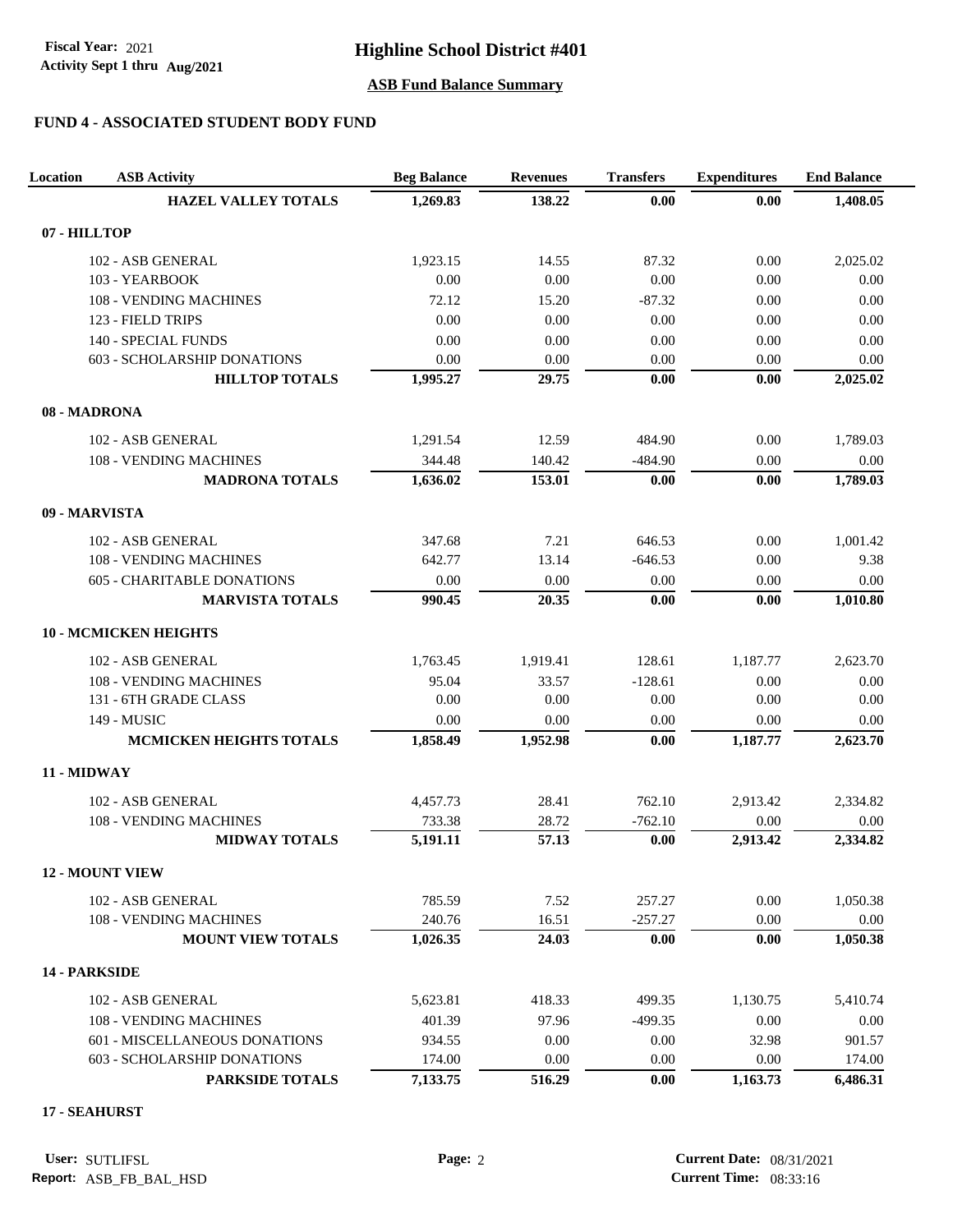**Fiscal Year:** 2021
**Activity Sept 1 thru** Aug/2021

# Highline School District #401

## ASB Fund Balance Summary

### FUND 4 - ASSOCIATED STUDENT BODY FUND

| Location | ASB Activity | Beg Balance | Revenues | Transfers | Expenditures | End Balance |
|---|---|---|---|---|---|---|
| | **HAZEL VALLEY TOTALS** | **1,269.83** | **138.22** | **0.00** | **0.00** | **1,408.05** |
| **07 - HILLTOP** | | | | | | |
| | 102 - ASB GENERAL | 1,923.15 | 14.55 | 87.32 | 0.00 | 2,025.02 |
| | 103 - YEARBOOK | 0.00 | 0.00 | 0.00 | 0.00 | 0.00 |
| | 108 - VENDING MACHINES | 72.12 | 15.20 | -87.32 | 0.00 | 0.00 |
| | 123 - FIELD TRIPS | 0.00 | 0.00 | 0.00 | 0.00 | 0.00 |
| | 140 - SPECIAL FUNDS | 0.00 | 0.00 | 0.00 | 0.00 | 0.00 |
| | 603 - SCHOLARSHIP DONATIONS | 0.00 | 0.00 | 0.00 | 0.00 | 0.00 |
| | **HILLTOP TOTALS** | **1,995.27** | **29.75** | **0.00** | **0.00** | **2,025.02** |
| **08 - MADRONA** | | | | | | |
| | 102 - ASB GENERAL | 1,291.54 | 12.59 | 484.90 | 0.00 | 1,789.03 |
| | 108 - VENDING MACHINES | 344.48 | 140.42 | -484.90 | 0.00 | 0.00 |
| | **MADRONA TOTALS** | **1,636.02** | **153.01** | **0.00** | **0.00** | **1,789.03** |
| **09 - MARVISTA** | | | | | | |
| | 102 - ASB GENERAL | 347.68 | 7.21 | 646.53 | 0.00 | 1,001.42 |
| | 108 - VENDING MACHINES | 642.77 | 13.14 | -646.53 | 0.00 | 9.38 |
| | 605 - CHARITABLE DONATIONS | 0.00 | 0.00 | 0.00 | 0.00 | 0.00 |
| | **MARVISTA TOTALS** | **990.45** | **20.35** | **0.00** | **0.00** | **1,010.80** |
| **10 - MCMICKEN HEIGHTS** | | | | | | |
| | 102 - ASB GENERAL | 1,763.45 | 1,919.41 | 128.61 | 1,187.77 | 2,623.70 |
| | 108 - VENDING MACHINES | 95.04 | 33.57 | -128.61 | 0.00 | 0.00 |
| | 131 - 6TH GRADE CLASS | 0.00 | 0.00 | 0.00 | 0.00 | 0.00 |
| | 149 - MUSIC | 0.00 | 0.00 | 0.00 | 0.00 | 0.00 |
| | **MCMICKEN HEIGHTS TOTALS** | **1,858.49** | **1,952.98** | **0.00** | **1,187.77** | **2,623.70** |
| **11 - MIDWAY** | | | | | | |
| | 102 - ASB GENERAL | 4,457.73 | 28.41 | 762.10 | 2,913.42 | 2,334.82 |
| | 108 - VENDING MACHINES | 733.38 | 28.72 | -762.10 | 0.00 | 0.00 |
| | **MIDWAY TOTALS** | **5,191.11** | **57.13** | **0.00** | **2,913.42** | **2,334.82** |
| **12 - MOUNT VIEW** | | | | | | |
| | 102 - ASB GENERAL | 785.59 | 7.52 | 257.27 | 0.00 | 1,050.38 |
| | 108 - VENDING MACHINES | 240.76 | 16.51 | -257.27 | 0.00 | 0.00 |
| | **MOUNT VIEW TOTALS** | **1,026.35** | **24.03** | **0.00** | **0.00** | **1,050.38** |
| **14 - PARKSIDE** | | | | | | |
| | 102 - ASB GENERAL | 5,623.81 | 418.33 | 499.35 | 1,130.75 | 5,410.74 |
| | 108 - VENDING MACHINES | 401.39 | 97.96 | -499.35 | 0.00 | 0.00 |
| | 601 - MISCELLANEOUS DONATIONS | 934.55 | 0.00 | 0.00 | 32.98 | 901.57 |
| | 603 - SCHOLARSHIP DONATIONS | 174.00 | 0.00 | 0.00 | 0.00 | 174.00 |
| | **PARKSIDE TOTALS** | **7,133.75** | **516.29** | **0.00** | **1,163.73** | **6,486.31** |
| **17 - SEAHURST** | | | | | | |

**User:** SUTLIFSL
**Report:** ASB_FB_BAL_HSD
**Current Date:** 08/31/2021
**Current Time:** 08:33:16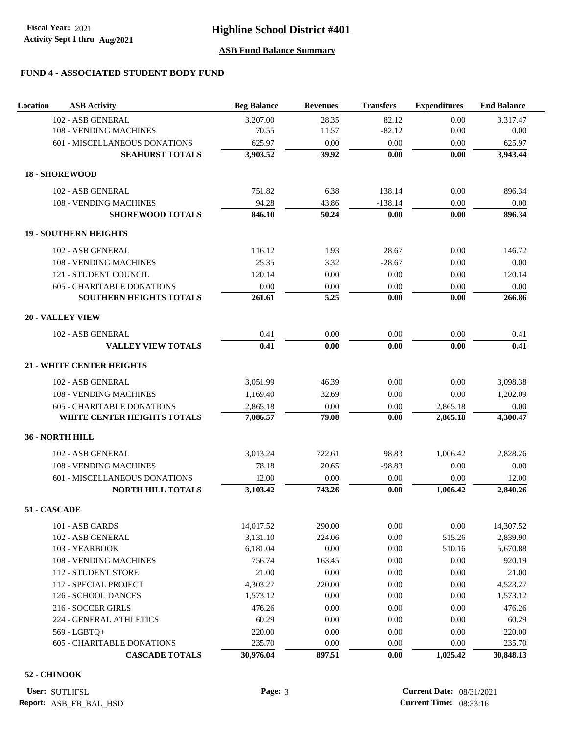# Highline School District #401

**Fiscal Year:** 2021
**Activity Sept 1 thru Aug/2021**

## ASB Fund Balance Summary

### FUND 4 - ASSOCIATED STUDENT BODY FUND

| Location | ASB Activity | Beg Balance | Revenues | Transfers | Expenditures | End Balance |
|---|---|---|---|---|---|---|
| | 102 - ASB GENERAL | 3,207.00 | 28.35 | 82.12 | 0.00 | 3,317.47 |
| | 108 - VENDING MACHINES | 70.55 | 11.57 | -82.12 | 0.00 | 0.00 |
| | 601 - MISCELLANEOUS DONATIONS | 625.97 | 0.00 | 0.00 | 0.00 | 625.97 |
| | **SEAHURST TOTALS** | **3,903.52** | **39.92** | **0.00** | **0.00** | **3,943.44** |
| **18 - SHOREWOOD** | | | | | | |
| | 102 - ASB GENERAL | 751.82 | 6.38 | 138.14 | 0.00 | 896.34 |
| | 108 - VENDING MACHINES | 94.28 | 43.86 | -138.14 | 0.00 | 0.00 |
| | **SHOREWOOD TOTALS** | **846.10** | **50.24** | **0.00** | **0.00** | **896.34** |
| **19 - SOUTHERN HEIGHTS** | | | | | | |
| | 102 - ASB GENERAL | 116.12 | 1.93 | 28.67 | 0.00 | 146.72 |
| | 108 - VENDING MACHINES | 25.35 | 3.32 | -28.67 | 0.00 | 0.00 |
| | 121 - STUDENT COUNCIL | 120.14 | 0.00 | 0.00 | 0.00 | 120.14 |
| | 605 - CHARITABLE DONATIONS | 0.00 | 0.00 | 0.00 | 0.00 | 0.00 |
| | **SOUTHERN HEIGHTS TOTALS** | **261.61** | **5.25** | **0.00** | **0.00** | **266.86** |
| **20 - VALLEY VIEW** | | | | | | |
| | 102 - ASB GENERAL | 0.41 | 0.00 | 0.00 | 0.00 | 0.41 |
| | **VALLEY VIEW TOTALS** | **0.41** | **0.00** | **0.00** | **0.00** | **0.41** |
| **21 - WHITE CENTER HEIGHTS** | | | | | | |
| | 102 - ASB GENERAL | 3,051.99 | 46.39 | 0.00 | 0.00 | 3,098.38 |
| | 108 - VENDING MACHINES | 1,169.40 | 32.69 | 0.00 | 0.00 | 1,202.09 |
| | 605 - CHARITABLE DONATIONS | 2,865.18 | 0.00 | 0.00 | 2,865.18 | 0.00 |
| | **WHITE CENTER HEIGHTS TOTALS** | **7,086.57** | **79.08** | **0.00** | **2,865.18** | **4,300.47** |
| **36 - NORTH HILL** | | | | | | |
| | 102 - ASB GENERAL | 3,013.24 | 722.61 | 98.83 | 1,006.42 | 2,828.26 |
| | 108 - VENDING MACHINES | 78.18 | 20.65 | -98.83 | 0.00 | 0.00 |
| | 601 - MISCELLANEOUS DONATIONS | 12.00 | 0.00 | 0.00 | 0.00 | 12.00 |
| | **NORTH HILL TOTALS** | **3,103.42** | **743.26** | **0.00** | **1,006.42** | **2,840.26** |
| **51 - CASCADE** | | | | | | |
| | 101 - ASB CARDS | 14,017.52 | 290.00 | 0.00 | 0.00 | 14,307.52 |
| | 102 - ASB GENERAL | 3,131.10 | 224.06 | 0.00 | 515.26 | 2,839.90 |
| | 103 - YEARBOOK | 6,181.04 | 0.00 | 0.00 | 510.16 | 5,670.88 |
| | 108 - VENDING MACHINES | 756.74 | 163.45 | 0.00 | 0.00 | 920.19 |
| | 112 - STUDENT STORE | 21.00 | 0.00 | 0.00 | 0.00 | 21.00 |
| | 117 - SPECIAL PROJECT | 4,303.27 | 220.00 | 0.00 | 0.00 | 4,523.27 |
| | 126 - SCHOOL DANCES | 1,573.12 | 0.00 | 0.00 | 0.00 | 1,573.12 |
| | 216 - SOCCER GIRLS | 476.26 | 0.00 | 0.00 | 0.00 | 476.26 |
| | 224 - GENERAL ATHLETICS | 60.29 | 0.00 | 0.00 | 0.00 | 60.29 |
| | 569 - LGBTQ+ | 220.00 | 0.00 | 0.00 | 0.00 | 220.00 |
| | 605 - CHARITABLE DONATIONS | 235.70 | 0.00 | 0.00 | 0.00 | 235.70 |
| | **CASCADE TOTALS** | **30,976.04** | **897.51** | **0.00** | **1,025.42** | **30,848.13** |
| **52 - CHINOOK** | | | | | | |

User: SUTLIFSL
Report: ASB_FB_BAL_HSD
Current Date: 08/31/2021
Current Time: 08:33:16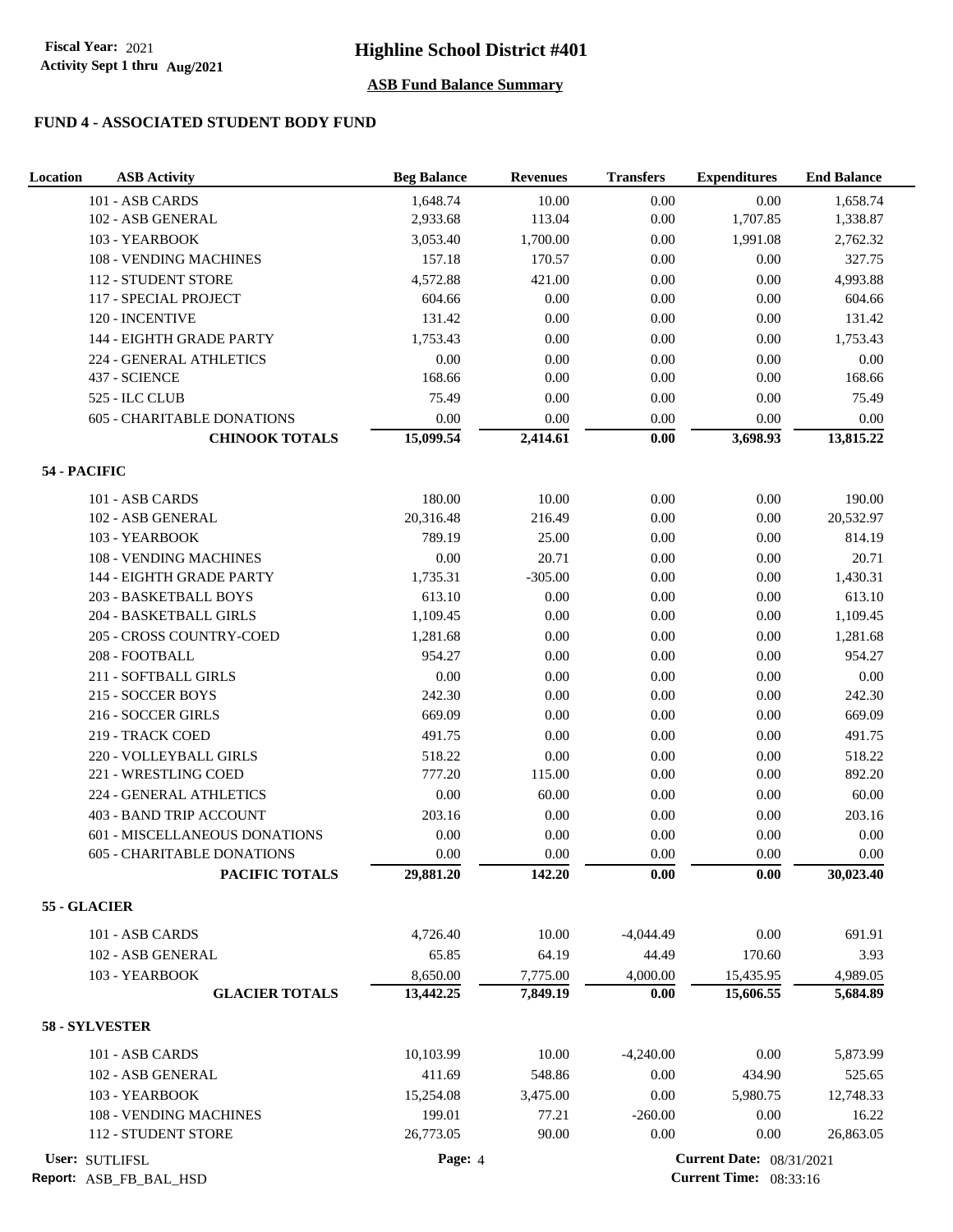**Fiscal Year:** 2021
**Activity Sept 1 thru Aug/2021**

# Highline School District #401

## ASB Fund Balance Summary

### FUND 4 - ASSOCIATED STUDENT BODY FUND

| Location | ASB Activity | Beg Balance | Revenues | Transfers | Expenditures | End Balance |
|---|---|---|---|---|---|---|
| | 101 - ASB CARDS | 1,648.74 | 10.00 | 0.00 | 0.00 | 1,658.74 |
| | 102 - ASB GENERAL | 2,933.68 | 113.04 | 0.00 | 1,707.85 | 1,338.87 |
| | 103 - YEARBOOK | 3,053.40 | 1,700.00 | 0.00 | 1,991.08 | 2,762.32 |
| | 108 - VENDING MACHINES | 157.18 | 170.57 | 0.00 | 0.00 | 327.75 |
| | 112 - STUDENT STORE | 4,572.88 | 421.00 | 0.00 | 0.00 | 4,993.88 |
| | 117 - SPECIAL PROJECT | 604.66 | 0.00 | 0.00 | 0.00 | 604.66 |
| | 120 - INCENTIVE | 131.42 | 0.00 | 0.00 | 0.00 | 131.42 |
| | 144 - EIGHTH GRADE PARTY | 1,753.43 | 0.00 | 0.00 | 0.00 | 1,753.43 |
| | 224 - GENERAL ATHLETICS | 0.00 | 0.00 | 0.00 | 0.00 | 0.00 |
| | 437 - SCIENCE | 168.66 | 0.00 | 0.00 | 0.00 | 168.66 |
| | 525 - ILC CLUB | 75.49 | 0.00 | 0.00 | 0.00 | 75.49 |
| | 605 - CHARITABLE DONATIONS | 0.00 | 0.00 | 0.00 | 0.00 | 0.00 |
| | **CHINOOK TOTALS** | **15,099.54** | **2,414.61** | **0.00** | **3,698.93** | **13,815.22** |
| **54 - PACIFIC** | | | | | | |
| | 101 - ASB CARDS | 180.00 | 10.00 | 0.00 | 0.00 | 190.00 |
| | 102 - ASB GENERAL | 20,316.48 | 216.49 | 0.00 | 0.00 | 20,532.97 |
| | 103 - YEARBOOK | 789.19 | 25.00 | 0.00 | 0.00 | 814.19 |
| | 108 - VENDING MACHINES | 0.00 | 20.71 | 0.00 | 0.00 | 20.71 |
| | 144 - EIGHTH GRADE PARTY | 1,735.31 | -305.00 | 0.00 | 0.00 | 1,430.31 |
| | 203 - BASKETBALL BOYS | 613.10 | 0.00 | 0.00 | 0.00 | 613.10 |
| | 204 - BASKETBALL GIRLS | 1,109.45 | 0.00 | 0.00 | 0.00 | 1,109.45 |
| | 205 - CROSS COUNTRY-COED | 1,281.68 | 0.00 | 0.00 | 0.00 | 1,281.68 |
| | 208 - FOOTBALL | 954.27 | 0.00 | 0.00 | 0.00 | 954.27 |
| | 211 - SOFTBALL GIRLS | 0.00 | 0.00 | 0.00 | 0.00 | 0.00 |
| | 215 - SOCCER BOYS | 242.30 | 0.00 | 0.00 | 0.00 | 242.30 |
| | 216 - SOCCER GIRLS | 669.09 | 0.00 | 0.00 | 0.00 | 669.09 |
| | 219 - TRACK COED | 491.75 | 0.00 | 0.00 | 0.00 | 491.75 |
| | 220 - VOLLEYBALL GIRLS | 518.22 | 0.00 | 0.00 | 0.00 | 518.22 |
| | 221 - WRESTLING COED | 777.20 | 115.00 | 0.00 | 0.00 | 892.20 |
| | 224 - GENERAL ATHLETICS | 0.00 | 60.00 | 0.00 | 0.00 | 60.00 |
| | 403 - BAND TRIP ACCOUNT | 203.16 | 0.00 | 0.00 | 0.00 | 203.16 |
| | 601 - MISCELLANEOUS DONATIONS | 0.00 | 0.00 | 0.00 | 0.00 | 0.00 |
| | 605 - CHARITABLE DONATIONS | 0.00 | 0.00 | 0.00 | 0.00 | 0.00 |
| | **PACIFIC TOTALS** | **29,881.20** | **142.20** | **0.00** | **0.00** | **30,023.40** |
| **55 - GLACIER** | | | | | | |
| | 101 - ASB CARDS | 4,726.40 | 10.00 | -4,044.49 | 0.00 | 691.91 |
| | 102 - ASB GENERAL | 65.85 | 64.19 | 44.49 | 170.60 | 3.93 |
| | 103 - YEARBOOK | 8,650.00 | 7,775.00 | 4,000.00 | 15,435.95 | 4,989.05 |
| | **GLACIER TOTALS** | **13,442.25** | **7,849.19** | **0.00** | **15,606.55** | **5,684.89** |
| **58 - SYLVESTER** | | | | | | |
| | 101 - ASB CARDS | 10,103.99 | 10.00 | -4,240.00 | 0.00 | 5,873.99 |
| | 102 - ASB GENERAL | 411.69 | 548.86 | 0.00 | 434.90 | 525.65 |
| | 103 - YEARBOOK | 15,254.08 | 3,475.00 | 0.00 | 5,980.75 | 12,748.33 |
| | 108 - VENDING MACHINES | 199.01 | 77.21 | -260.00 | 0.00 | 16.22 |
| | 112 - STUDENT STORE | 26,773.05 | 90.00 | 0.00 | 0.00 | 26,863.05 |

User: SUTLIFSL
Report: ASB_FB_BAL_HSD
Current Date: 08/31/2021
Current Time: 08:33:16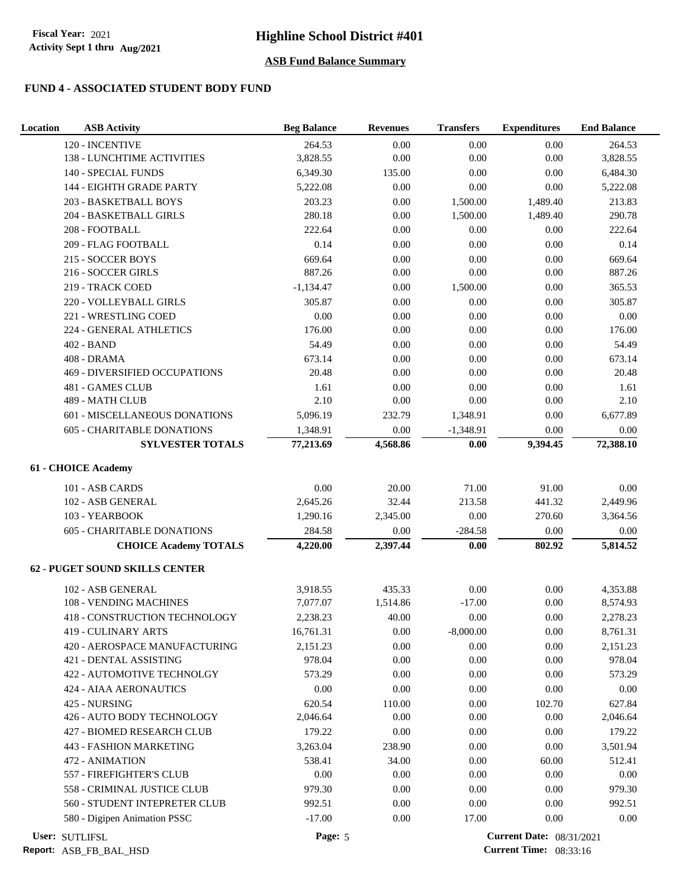# Highline School District #401

Fiscal Year: 2021
Activity Sept 1 thru Aug/2021

## ASB Fund Balance Summary

### FUND 4 - ASSOCIATED STUDENT BODY FUND

| Location | ASB Activity | Beg Balance | Revenues | Transfers | Expenditures | End Balance |
|---|---|---|---|---|---|---|
| | 120 - INCENTIVE | 264.53 | 0.00 | 0.00 | 0.00 | 264.53 |
| | 138 - LUNCHTIME ACTIVITIES | 3,828.55 | 0.00 | 0.00 | 0.00 | 3,828.55 |
| | 140 - SPECIAL FUNDS | 6,349.30 | 135.00 | 0.00 | 0.00 | 6,484.30 |
| | 144 - EIGHTH GRADE PARTY | 5,222.08 | 0.00 | 0.00 | 0.00 | 5,222.08 |
| | 203 - BASKETBALL BOYS | 203.23 | 0.00 | 1,500.00 | 1,489.40 | 213.83 |
| | 204 - BASKETBALL GIRLS | 280.18 | 0.00 | 1,500.00 | 1,489.40 | 290.78 |
| | 208 - FOOTBALL | 222.64 | 0.00 | 0.00 | 0.00 | 222.64 |
| | 209 - FLAG FOOTBALL | 0.14 | 0.00 | 0.00 | 0.00 | 0.14 |
| | 215 - SOCCER BOYS | 669.64 | 0.00 | 0.00 | 0.00 | 669.64 |
| | 216 - SOCCER GIRLS | 887.26 | 0.00 | 0.00 | 0.00 | 887.26 |
| | 219 - TRACK COED | -1,134.47 | 0.00 | 1,500.00 | 0.00 | 365.53 |
| | 220 - VOLLEYBALL GIRLS | 305.87 | 0.00 | 0.00 | 0.00 | 305.87 |
| | 221 - WRESTLING COED | 0.00 | 0.00 | 0.00 | 0.00 | 0.00 |
| | 224 - GENERAL ATHLETICS | 176.00 | 0.00 | 0.00 | 0.00 | 176.00 |
| | 402 - BAND | 54.49 | 0.00 | 0.00 | 0.00 | 54.49 |
| | 408 - DRAMA | 673.14 | 0.00 | 0.00 | 0.00 | 673.14 |
| | 469 - DIVERSIFIED OCCUPATIONS | 20.48 | 0.00 | 0.00 | 0.00 | 20.48 |
| | 481 - GAMES CLUB | 1.61 | 0.00 | 0.00 | 0.00 | 1.61 |
| | 489 - MATH CLUB | 2.10 | 0.00 | 0.00 | 0.00 | 2.10 |
| | 601 - MISCELLANEOUS DONATIONS | 5,096.19 | 232.79 | 1,348.91 | 0.00 | 6,677.89 |
| | 605 - CHARITABLE DONATIONS | 1,348.91 | 0.00 | -1,348.91 | 0.00 | 0.00 |
| | **SYLVESTER TOTALS** | **77,213.69** | **4,568.86** | **0.00** | **9,394.45** | **72,388.10** |
| **61 - CHOICE Academy** | | | | | | |
| | 101 - ASB CARDS | 0.00 | 20.00 | 71.00 | 91.00 | 0.00 |
| | 102 - ASB GENERAL | 2,645.26 | 32.44 | 213.58 | 441.32 | 2,449.96 |
| | 103 - YEARBOOK | 1,290.16 | 2,345.00 | 0.00 | 270.60 | 3,364.56 |
| | 605 - CHARITABLE DONATIONS | 284.58 | 0.00 | -284.58 | 0.00 | 0.00 |
| | **CHOICE Academy TOTALS** | **4,220.00** | **2,397.44** | **0.00** | **802.92** | **5,814.52** |
| **62 - PUGET SOUND SKILLS CENTER** | | | | | | |
| | 102 - ASB GENERAL | 3,918.55 | 435.33 | 0.00 | 0.00 | 4,353.88 |
| | 108 - VENDING MACHINES | 7,077.07 | 1,514.86 | -17.00 | 0.00 | 8,574.93 |
| | 418 - CONSTRUCTION TECHNOLOGY | 2,238.23 | 40.00 | 0.00 | 0.00 | 2,278.23 |
| | 419 - CULINARY ARTS | 16,761.31 | 0.00 | -8,000.00 | 0.00 | 8,761.31 |
| | 420 - AEROSPACE MANUFACTURING | 2,151.23 | 0.00 | 0.00 | 0.00 | 2,151.23 |
| | 421 - DENTAL ASSISTING | 978.04 | 0.00 | 0.00 | 0.00 | 978.04 |
| | 422 - AUTOMOTIVE TECHNOLGY | 573.29 | 0.00 | 0.00 | 0.00 | 573.29 |
| | 424 - AIAA AERONAUTICS | 0.00 | 0.00 | 0.00 | 0.00 | 0.00 |
| | 425 - NURSING | 620.54 | 110.00 | 0.00 | 102.70 | 627.84 |
| | 426 - AUTO BODY TECHNOLOGY | 2,046.64 | 0.00 | 0.00 | 0.00 | 2,046.64 |
| | 427 - BIOMED RESEARCH CLUB | 179.22 | 0.00 | 0.00 | 0.00 | 179.22 |
| | 443 - FASHION MARKETING | 3,263.04 | 238.90 | 0.00 | 0.00 | 3,501.94 |
| | 472 - ANIMATION | 538.41 | 34.00 | 0.00 | 60.00 | 512.41 |
| | 557 - FIREFIGHTER'S CLUB | 0.00 | 0.00 | 0.00 | 0.00 | 0.00 |
| | 558 - CRIMINAL JUSTICE CLUB | 979.30 | 0.00 | 0.00 | 0.00 | 979.30 |
| | 560 - STUDENT INTEPRETER CLUB | 992.51 | 0.00 | 0.00 | 0.00 | 992.51 |
| | 580 - Digipen Animation PSSC | -17.00 | 0.00 | 17.00 | 0.00 | 0.00 |

User: SUTLIFSL
Report: ASB_FB_BAL_HSD
Current Date: 08/31/2021
Current Time: 08:33:16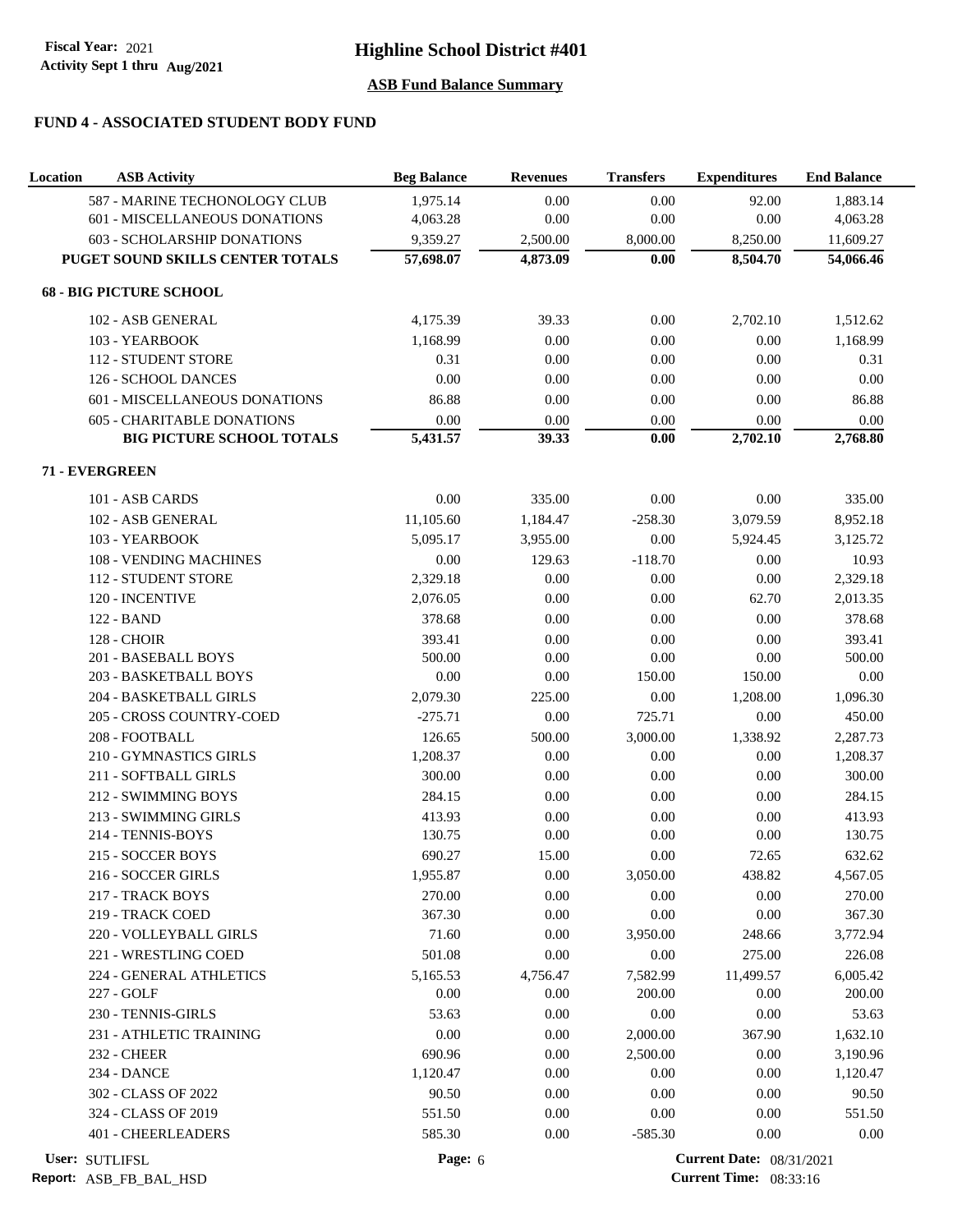## FUND 4 - ASSOCIATED STUDENT BODY FUND

| Location | ASB Activity | Beg Balance | Revenues | Transfers | Expenditures | End Balance |
|---|---|---|---|---|---|---|
| | 587 - MARINE TECHONOLOGY CLUB | 1,975.14 | 0.00 | 0.00 | 92.00 | 1,883.14 |
| | 601 - MISCELLANEOUS DONATIONS | 4,063.28 | 0.00 | 0.00 | 0.00 | 4,063.28 |
| | 603 - SCHOLARSHIP DONATIONS | 9,359.27 | 2,500.00 | 8,000.00 | 8,250.00 | 11,609.27 |
| | **PUGET SOUND SKILLS CENTER TOTALS** | **57,698.07** | **4,873.09** | **0.00** | **8,504.70** | **54,066.46** |
| **68 - BIG PICTURE SCHOOL** | | | | | | |
| | 102 - ASB GENERAL | 4,175.39 | 39.33 | 0.00 | 2,702.10 | 1,512.62 |
| | 103 - YEARBOOK | 1,168.99 | 0.00 | 0.00 | 0.00 | 1,168.99 |
| | 112 - STUDENT STORE | 0.31 | 0.00 | 0.00 | 0.00 | 0.31 |
| | 126 - SCHOOL DANCES | 0.00 | 0.00 | 0.00 | 0.00 | 0.00 |
| | 601 - MISCELLANEOUS DONATIONS | 86.88 | 0.00 | 0.00 | 0.00 | 86.88 |
| | 605 - CHARITABLE DONATIONS | 0.00 | 0.00 | 0.00 | 0.00 | 0.00 |
| | **BIG PICTURE SCHOOL TOTALS** | **5,431.57** | **39.33** | **0.00** | **2,702.10** | **2,768.80** |
| **71 - EVERGREEN** | | | | | | |
| | 101 - ASB CARDS | 0.00 | 335.00 | 0.00 | 0.00 | 335.00 |
| | 102 - ASB GENERAL | 11,105.60 | 1,184.47 | -258.30 | 3,079.59 | 8,952.18 |
| | 103 - YEARBOOK | 5,095.17 | 3,955.00 | 0.00 | 5,924.45 | 3,125.72 |
| | 108 - VENDING MACHINES | 0.00 | 129.63 | -118.70 | 0.00 | 10.93 |
| | 112 - STUDENT STORE | 2,329.18 | 0.00 | 0.00 | 0.00 | 2,329.18 |
| | 120 - INCENTIVE | 2,076.05 | 0.00 | 0.00 | 62.70 | 2,013.35 |
| | 122 - BAND | 378.68 | 0.00 | 0.00 | 0.00 | 378.68 |
| | 128 - CHOIR | 393.41 | 0.00 | 0.00 | 0.00 | 393.41 |
| | 201 - BASEBALL BOYS | 500.00 | 0.00 | 0.00 | 0.00 | 500.00 |
| | 203 - BASKETBALL BOYS | 0.00 | 0.00 | 150.00 | 150.00 | 0.00 |
| | 204 - BASKETBALL GIRLS | 2,079.30 | 225.00 | 0.00 | 1,208.00 | 1,096.30 |
| | 205 - CROSS COUNTRY-COED | -275.71 | 0.00 | 725.71 | 0.00 | 450.00 |
| | 208 - FOOTBALL | 126.65 | 500.00 | 3,000.00 | 1,338.92 | 2,287.73 |
| | 210 - GYMNASTICS GIRLS | 1,208.37 | 0.00 | 0.00 | 0.00 | 1,208.37 |
| | 211 - SOFTBALL GIRLS | 300.00 | 0.00 | 0.00 | 0.00 | 300.00 |
| | 212 - SWIMMING BOYS | 284.15 | 0.00 | 0.00 | 0.00 | 284.15 |
| | 213 - SWIMMING GIRLS | 413.93 | 0.00 | 0.00 | 0.00 | 413.93 |
| | 214 - TENNIS-BOYS | 130.75 | 0.00 | 0.00 | 0.00 | 130.75 |
| | 215 - SOCCER BOYS | 690.27 | 15.00 | 0.00 | 72.65 | 632.62 |
| | 216 - SOCCER GIRLS | 1,955.87 | 0.00 | 3,050.00 | 438.82 | 4,567.05 |
| | 217 - TRACK BOYS | 270.00 | 0.00 | 0.00 | 0.00 | 270.00 |
| | 219 - TRACK COED | 367.30 | 0.00 | 0.00 | 0.00 | 367.30 |
| | 220 - VOLLEYBALL GIRLS | 71.60 | 0.00 | 3,950.00 | 248.66 | 3,772.94 |
| | 221 - WRESTLING COED | 501.08 | 0.00 | 0.00 | 275.00 | 226.08 |
| | 224 - GENERAL ATHLETICS | 5,165.53 | 4,756.47 | 7,582.99 | 11,499.57 | 6,005.42 |
| | 227 - GOLF | 0.00 | 0.00 | 200.00 | 0.00 | 200.00 |
| | 230 - TENNIS-GIRLS | 53.63 | 0.00 | 0.00 | 0.00 | 53.63 |
| | 231 - ATHLETIC TRAINING | 0.00 | 0.00 | 2,000.00 | 367.90 | 1,632.10 |
| | 232 - CHEER | 690.96 | 0.00 | 2,500.00 | 0.00 | 3,190.96 |
| | 234 - DANCE | 1,120.47 | 0.00 | 0.00 | 0.00 | 1,120.47 |
| | 302 - CLASS OF 2022 | 90.50 | 0.00 | 0.00 | 0.00 | 90.50 |
| | 324 - CLASS OF 2019 | 551.50 | 0.00 | 0.00 | 0.00 | 551.50 |
| | 401 - CHEERLEADERS | 585.30 | 0.00 | -585.30 | 0.00 | 0.00 |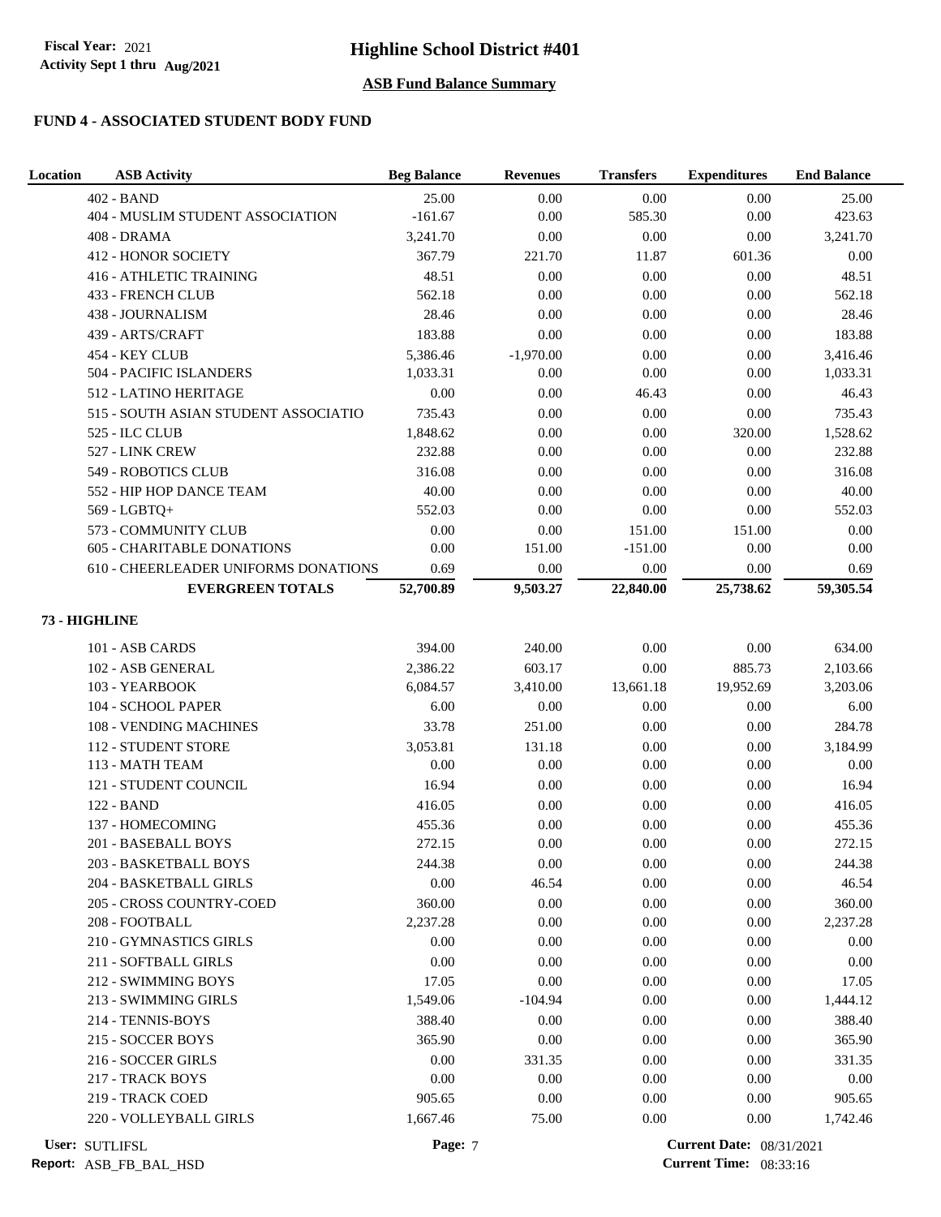## ASB Fund Balance Summary

Fiscal Year: 2021
Activity Sept 1 thru Aug/2021

# Highline School District #401

### FUND 4 - ASSOCIATED STUDENT BODY FUND

| Location | ASB Activity | Beg Balance | Revenues | Transfers | Expenditures | End Balance |
|---|---|---|---|---|---|---|
| | 402 - BAND | 25.00 | 0.00 | 0.00 | 0.00 | 25.00 |
| | 404 - MUSLIM STUDENT ASSOCIATION | -161.67 | 0.00 | 585.30 | 0.00 | 423.63 |
| | 408 - DRAMA | 3,241.70 | 0.00 | 0.00 | 0.00 | 3,241.70 |
| | 412 - HONOR SOCIETY | 367.79 | 221.70 | 11.87 | 601.36 | 0.00 |
| | 416 - ATHLETIC TRAINING | 48.51 | 0.00 | 0.00 | 0.00 | 48.51 |
| | 433 - FRENCH CLUB | 562.18 | 0.00 | 0.00 | 0.00 | 562.18 |
| | 438 - JOURNALISM | 28.46 | 0.00 | 0.00 | 0.00 | 28.46 |
| | 439 - ARTS/CRAFT | 183.88 | 0.00 | 0.00 | 0.00 | 183.88 |
| | 454 - KEY CLUB | 5,386.46 | -1,970.00 | 0.00 | 0.00 | 3,416.46 |
| | 504 - PACIFIC ISLANDERS | 1,033.31 | 0.00 | 0.00 | 0.00 | 1,033.31 |
| | 512 - LATINO HERITAGE | 0.00 | 0.00 | 46.43 | 0.00 | 46.43 |
| | 515 - SOUTH ASIAN STUDENT ASSOCIATIO | 735.43 | 0.00 | 0.00 | 0.00 | 735.43 |
| | 525 - ILC CLUB | 1,848.62 | 0.00 | 0.00 | 320.00 | 1,528.62 |
| | 527 - LINK CREW | 232.88 | 0.00 | 0.00 | 0.00 | 232.88 |
| | 549 - ROBOTICS CLUB | 316.08 | 0.00 | 0.00 | 0.00 | 316.08 |
| | 552 - HIP HOP DANCE TEAM | 40.00 | 0.00 | 0.00 | 0.00 | 40.00 |
| | 569 - LGBTQ+ | 552.03 | 0.00 | 0.00 | 0.00 | 552.03 |
| | 573 - COMMUNITY CLUB | 0.00 | 0.00 | 151.00 | 151.00 | 0.00 |
| | 605 - CHARITABLE DONATIONS | 0.00 | 151.00 | -151.00 | 0.00 | 0.00 |
| | 610 - CHEERLEADER UNIFORMS DONATIONS | 0.69 | 0.00 | 0.00 | 0.00 | 0.69 |
| | **EVERGREEN TOTALS** | **52,700.89** | **9,503.27** | **22,840.00** | **25,738.62** | **59,305.54** |
| **73 - HIGHLINE** | | | | | | |
| | 101 - ASB CARDS | 394.00 | 240.00 | 0.00 | 0.00 | 634.00 |
| | 102 - ASB GENERAL | 2,386.22 | 603.17 | 0.00 | 885.73 | 2,103.66 |
| | 103 - YEARBOOK | 6,084.57 | 3,410.00 | 13,661.18 | 19,952.69 | 3,203.06 |
| | 104 - SCHOOL PAPER | 6.00 | 0.00 | 0.00 | 0.00 | 6.00 |
| | 108 - VENDING MACHINES | 33.78 | 251.00 | 0.00 | 0.00 | 284.78 |
| | 112 - STUDENT STORE | 3,053.81 | 131.18 | 0.00 | 0.00 | 3,184.99 |
| | 113 - MATH TEAM | 0.00 | 0.00 | 0.00 | 0.00 | 0.00 |
| | 121 - STUDENT COUNCIL | 16.94 | 0.00 | 0.00 | 0.00 | 16.94 |
| | 122 - BAND | 416.05 | 0.00 | 0.00 | 0.00 | 416.05 |
| | 137 - HOMECOMING | 455.36 | 0.00 | 0.00 | 0.00 | 455.36 |
| | 201 - BASEBALL BOYS | 272.15 | 0.00 | 0.00 | 0.00 | 272.15 |
| | 203 - BASKETBALL BOYS | 244.38 | 0.00 | 0.00 | 0.00 | 244.38 |
| | 204 - BASKETBALL GIRLS | 0.00 | 46.54 | 0.00 | 0.00 | 46.54 |
| | 205 - CROSS COUNTRY-COED | 360.00 | 0.00 | 0.00 | 0.00 | 360.00 |
| | 208 - FOOTBALL | 2,237.28 | 0.00 | 0.00 | 0.00 | 2,237.28 |
| | 210 - GYMNASTICS GIRLS | 0.00 | 0.00 | 0.00 | 0.00 | 0.00 |
| | 211 - SOFTBALL GIRLS | 0.00 | 0.00 | 0.00 | 0.00 | 0.00 |
| | 212 - SWIMMING BOYS | 17.05 | 0.00 | 0.00 | 0.00 | 17.05 |
| | 213 - SWIMMING GIRLS | 1,549.06 | -104.94 | 0.00 | 0.00 | 1,444.12 |
| | 214 - TENNIS-BOYS | 388.40 | 0.00 | 0.00 | 0.00 | 388.40 |
| | 215 - SOCCER BOYS | 365.90 | 0.00 | 0.00 | 0.00 | 365.90 |
| | 216 - SOCCER GIRLS | 0.00 | 331.35 | 0.00 | 0.00 | 331.35 |
| | 217 - TRACK BOYS | 0.00 | 0.00 | 0.00 | 0.00 | 0.00 |
| | 219 - TRACK COED | 905.65 | 0.00 | 0.00 | 0.00 | 905.65 |
| | 220 - VOLLEYBALL GIRLS | 1,667.46 | 75.00 | 0.00 | 0.00 | 1,742.46 |

User: SUTLIFSL
Report: ASB_FB_BAL_HSD
Current Date: 08/31/2021
Current Time: 08:33:16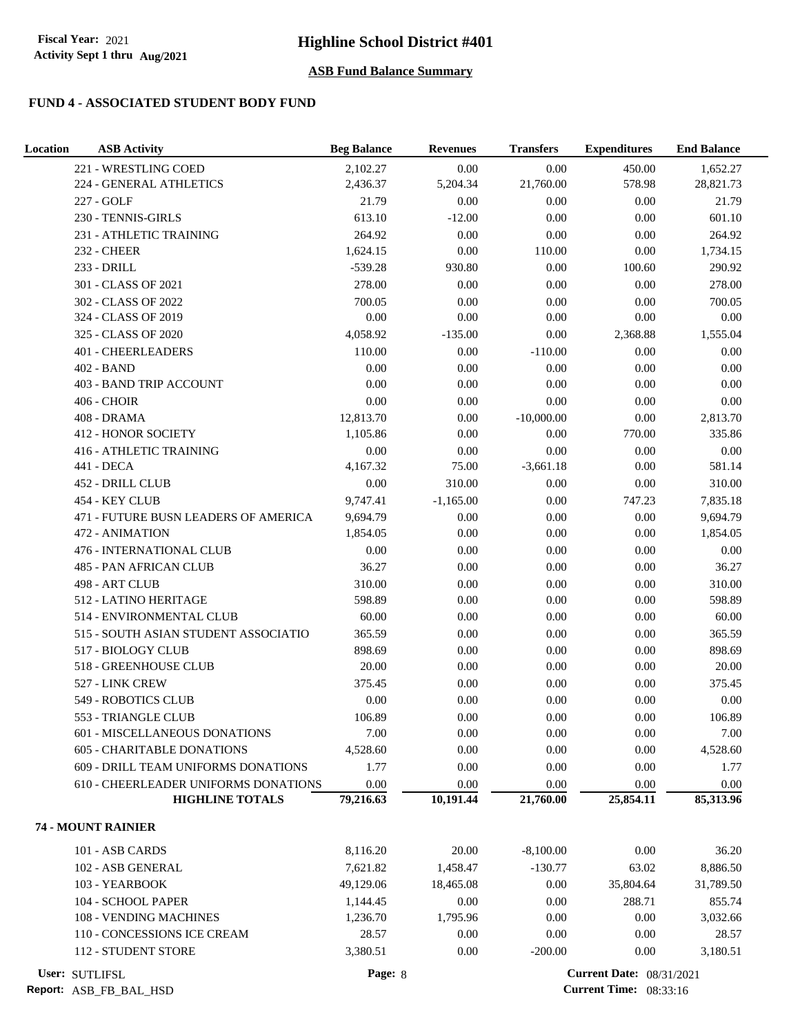# Highline School District #401

Fiscal Year: 2021
Activity Sept 1 thru Aug/2021

## ASB Fund Balance Summary

### FUND 4 - ASSOCIATED STUDENT BODY FUND

| Location | ASB Activity | Beg Balance | Revenues | Transfers | Expenditures | End Balance |
|---|---|---|---|---|---|---|
| | 221 - WRESTLING COED | 2,102.27 | 0.00 | 0.00 | 450.00 | 1,652.27 |
| | 224 - GENERAL ATHLETICS | 2,436.37 | 5,204.34 | 21,760.00 | 578.98 | 28,821.73 |
| | 227 - GOLF | 21.79 | 0.00 | 0.00 | 0.00 | 21.79 |
| | 230 - TENNIS-GIRLS | 613.10 | -12.00 | 0.00 | 0.00 | 601.10 |
| | 231 - ATHLETIC TRAINING | 264.92 | 0.00 | 0.00 | 0.00 | 264.92 |
| | 232 - CHEER | 1,624.15 | 0.00 | 110.00 | 0.00 | 1,734.15 |
| | 233 - DRILL | -539.28 | 930.80 | 0.00 | 100.60 | 290.92 |
| | 301 - CLASS OF 2021 | 278.00 | 0.00 | 0.00 | 0.00 | 278.00 |
| | 302 - CLASS OF 2022 | 700.05 | 0.00 | 0.00 | 0.00 | 700.05 |
| | 324 - CLASS OF 2019 | 0.00 | 0.00 | 0.00 | 0.00 | 0.00 |
| | 325 - CLASS OF 2020 | 4,058.92 | -135.00 | 0.00 | 2,368.88 | 1,555.04 |
| | 401 - CHEERLEADERS | 110.00 | 0.00 | -110.00 | 0.00 | 0.00 |
| | 402 - BAND | 0.00 | 0.00 | 0.00 | 0.00 | 0.00 |
| | 403 - BAND TRIP ACCOUNT | 0.00 | 0.00 | 0.00 | 0.00 | 0.00 |
| | 406 - CHOIR | 0.00 | 0.00 | 0.00 | 0.00 | 0.00 |
| | 408 - DRAMA | 12,813.70 | 0.00 | -10,000.00 | 0.00 | 2,813.70 |
| | 412 - HONOR SOCIETY | 1,105.86 | 0.00 | 0.00 | 770.00 | 335.86 |
| | 416 - ATHLETIC TRAINING | 0.00 | 0.00 | 0.00 | 0.00 | 0.00 |
| | 441 - DECA | 4,167.32 | 75.00 | -3,661.18 | 0.00 | 581.14 |
| | 452 - DRILL CLUB | 0.00 | 310.00 | 0.00 | 0.00 | 310.00 |
| | 454 - KEY CLUB | 9,747.41 | -1,165.00 | 0.00 | 747.23 | 7,835.18 |
| | 471 - FUTURE BUSN LEADERS OF AMERICA | 9,694.79 | 0.00 | 0.00 | 0.00 | 9,694.79 |
| | 472 - ANIMATION | 1,854.05 | 0.00 | 0.00 | 0.00 | 1,854.05 |
| | 476 - INTERNATIONAL CLUB | 0.00 | 0.00 | 0.00 | 0.00 | 0.00 |
| | 485 - PAN AFRICAN CLUB | 36.27 | 0.00 | 0.00 | 0.00 | 36.27 |
| | 498 - ART CLUB | 310.00 | 0.00 | 0.00 | 0.00 | 310.00 |
| | 512 - LATINO HERITAGE | 598.89 | 0.00 | 0.00 | 0.00 | 598.89 |
| | 514 - ENVIRONMENTAL CLUB | 60.00 | 0.00 | 0.00 | 0.00 | 60.00 |
| | 515 - SOUTH ASIAN STUDENT ASSOCIATIO | 365.59 | 0.00 | 0.00 | 0.00 | 365.59 |
| | 517 - BIOLOGY CLUB | 898.69 | 0.00 | 0.00 | 0.00 | 898.69 |
| | 518 - GREENHOUSE CLUB | 20.00 | 0.00 | 0.00 | 0.00 | 20.00 |
| | 527 - LINK CREW | 375.45 | 0.00 | 0.00 | 0.00 | 375.45 |
| | 549 - ROBOTICS CLUB | 0.00 | 0.00 | 0.00 | 0.00 | 0.00 |
| | 553 - TRIANGLE CLUB | 106.89 | 0.00 | 0.00 | 0.00 | 106.89 |
| | 601 - MISCELLANEOUS DONATIONS | 7.00 | 0.00 | 0.00 | 0.00 | 7.00 |
| | 605 - CHARITABLE DONATIONS | 4,528.60 | 0.00 | 0.00 | 0.00 | 4,528.60 |
| | 609 - DRILL TEAM UNIFORMS DONATIONS | 1.77 | 0.00 | 0.00 | 0.00 | 1.77 |
| | 610 - CHEERLEADER UNIFORMS DONATIONS | 0.00 | 0.00 | 0.00 | 0.00 | 0.00 |
| | **HIGHLINE TOTALS** | **79,216.63** | **10,191.44** | **21,760.00** | **25,854.11** | **85,313.96** |
| **74 - MOUNT RAINIER** | | | | | | |
| | 101 - ASB CARDS | 8,116.20 | 20.00 | -8,100.00 | 0.00 | 36.20 |
| | 102 - ASB GENERAL | 7,621.82 | 1,458.47 | -130.77 | 63.02 | 8,886.50 |
| | 103 - YEARBOOK | 49,129.06 | 18,465.08 | 0.00 | 35,804.64 | 31,789.50 |
| | 104 - SCHOOL PAPER | 1,144.45 | 0.00 | 0.00 | 288.71 | 855.74 |
| | 108 - VENDING MACHINES | 1,236.70 | 1,795.96 | 0.00 | 0.00 | 3,032.66 |
| | 110 - CONCESSIONS ICE CREAM | 28.57 | 0.00 | 0.00 | 0.00 | 28.57 |
| | 112 - STUDENT STORE | 3,380.51 | 0.00 | -200.00 | 0.00 | 3,180.51 |

User: SUTLIFSL
Report: ASB_FB_BAL_HSD
Current Date: 08/31/2021
Current Time: 08:33:16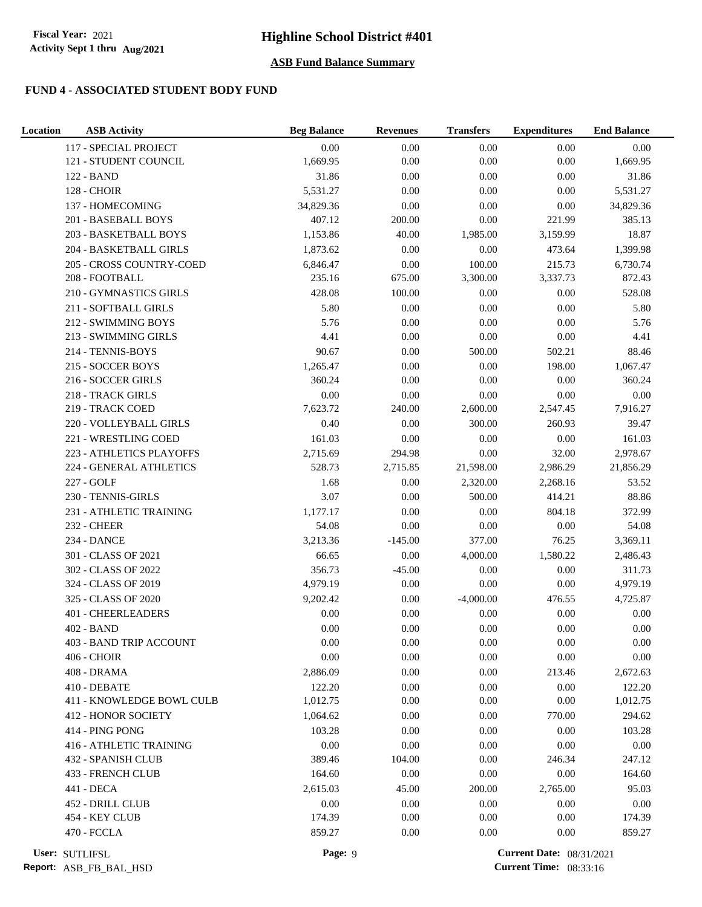# Highline School District #401

Fiscal Year: 2021
Activity Sept 1 thru Aug/2021

## ASB Fund Balance Summary

### FUND 4 - ASSOCIATED STUDENT BODY FUND

| Location | ASB Activity | Beg Balance | Revenues | Transfers | Expenditures | End Balance |
|---|---|---|---|---|---|---|
| | 117 - SPECIAL PROJECT | 0.00 | 0.00 | 0.00 | 0.00 | 0.00 |
| | 121 - STUDENT COUNCIL | 1,669.95 | 0.00 | 0.00 | 0.00 | 1,669.95 |
| | 122 - BAND | 31.86 | 0.00 | 0.00 | 0.00 | 31.86 |
| | 128 - CHOIR | 5,531.27 | 0.00 | 0.00 | 0.00 | 5,531.27 |
| | 137 - HOMECOMING | 34,829.36 | 0.00 | 0.00 | 0.00 | 34,829.36 |
| | 201 - BASEBALL BOYS | 407.12 | 200.00 | 0.00 | 221.99 | 385.13 |
| | 203 - BASKETBALL BOYS | 1,153.86 | 40.00 | 1,985.00 | 3,159.99 | 18.87 |
| | 204 - BASKETBALL GIRLS | 1,873.62 | 0.00 | 0.00 | 473.64 | 1,399.98 |
| | 205 - CROSS COUNTRY-COED | 6,846.47 | 0.00 | 100.00 | 215.73 | 6,730.74 |
| | 208 - FOOTBALL | 235.16 | 675.00 | 3,300.00 | 3,337.73 | 872.43 |
| | 210 - GYMNASTICS GIRLS | 428.08 | 100.00 | 0.00 | 0.00 | 528.08 |
| | 211 - SOFTBALL GIRLS | 5.80 | 0.00 | 0.00 | 0.00 | 5.80 |
| | 212 - SWIMMING BOYS | 5.76 | 0.00 | 0.00 | 0.00 | 5.76 |
| | 213 - SWIMMING GIRLS | 4.41 | 0.00 | 0.00 | 0.00 | 4.41 |
| | 214 - TENNIS-BOYS | 90.67 | 0.00 | 500.00 | 502.21 | 88.46 |
| | 215 - SOCCER BOYS | 1,265.47 | 0.00 | 0.00 | 198.00 | 1,067.47 |
| | 216 - SOCCER GIRLS | 360.24 | 0.00 | 0.00 | 0.00 | 360.24 |
| | 218 - TRACK GIRLS | 0.00 | 0.00 | 0.00 | 0.00 | 0.00 |
| | 219 - TRACK COED | 7,623.72 | 240.00 | 2,600.00 | 2,547.45 | 7,916.27 |
| | 220 - VOLLEYBALL GIRLS | 0.40 | 0.00 | 300.00 | 260.93 | 39.47 |
| | 221 - WRESTLING COED | 161.03 | 0.00 | 0.00 | 0.00 | 161.03 |
| | 223 - ATHLETICS PLAYOFFS | 2,715.69 | 294.98 | 0.00 | 32.00 | 2,978.67 |
| | 224 - GENERAL ATHLETICS | 528.73 | 2,715.85 | 21,598.00 | 2,986.29 | 21,856.29 |
| | 227 - GOLF | 1.68 | 0.00 | 2,320.00 | 2,268.16 | 53.52 |
| | 230 - TENNIS-GIRLS | 3.07 | 0.00 | 500.00 | 414.21 | 88.86 |
| | 231 - ATHLETIC TRAINING | 1,177.17 | 0.00 | 0.00 | 804.18 | 372.99 |
| | 232 - CHEER | 54.08 | 0.00 | 0.00 | 0.00 | 54.08 |
| | 234 - DANCE | 3,213.36 | -145.00 | 377.00 | 76.25 | 3,369.11 |
| | 301 - CLASS OF 2021 | 66.65 | 0.00 | 4,000.00 | 1,580.22 | 2,486.43 |
| | 302 - CLASS OF 2022 | 356.73 | -45.00 | 0.00 | 0.00 | 311.73 |
| | 324 - CLASS OF 2019 | 4,979.19 | 0.00 | 0.00 | 0.00 | 4,979.19 |
| | 325 - CLASS OF 2020 | 9,202.42 | 0.00 | -4,000.00 | 476.55 | 4,725.87 |
| | 401 - CHEERLEADERS | 0.00 | 0.00 | 0.00 | 0.00 | 0.00 |
| | 402 - BAND | 0.00 | 0.00 | 0.00 | 0.00 | 0.00 |
| | 403 - BAND TRIP ACCOUNT | 0.00 | 0.00 | 0.00 | 0.00 | 0.00 |
| | 406 - CHOIR | 0.00 | 0.00 | 0.00 | 0.00 | 0.00 |
| | 408 - DRAMA | 2,886.09 | 0.00 | 0.00 | 213.46 | 2,672.63 |
| | 410 - DEBATE | 122.20 | 0.00 | 0.00 | 0.00 | 122.20 |
| | 411 - KNOWLEDGE BOWL CULB | 1,012.75 | 0.00 | 0.00 | 0.00 | 1,012.75 |
| | 412 - HONOR SOCIETY | 1,064.62 | 0.00 | 0.00 | 770.00 | 294.62 |
| | 414 - PING PONG | 103.28 | 0.00 | 0.00 | 0.00 | 103.28 |
| | 416 - ATHLETIC TRAINING | 0.00 | 0.00 | 0.00 | 0.00 | 0.00 |
| | 432 - SPANISH CLUB | 389.46 | 104.00 | 0.00 | 246.34 | 247.12 |
| | 433 - FRENCH CLUB | 164.60 | 0.00 | 0.00 | 0.00 | 164.60 |
| | 441 - DECA | 2,615.03 | 45.00 | 200.00 | 2,765.00 | 95.03 |
| | 452 - DRILL CLUB | 0.00 | 0.00 | 0.00 | 0.00 | 0.00 |
| | 454 - KEY CLUB | 174.39 | 0.00 | 0.00 | 0.00 | 174.39 |
| | 470 - FCCLA | 859.27 | 0.00 | 0.00 | 0.00 | 859.27 |

User: SUTLIFSL
Report: ASB_FB_BAL_HSD
Current Date: 08/31/2021
Current Time: 08:33:16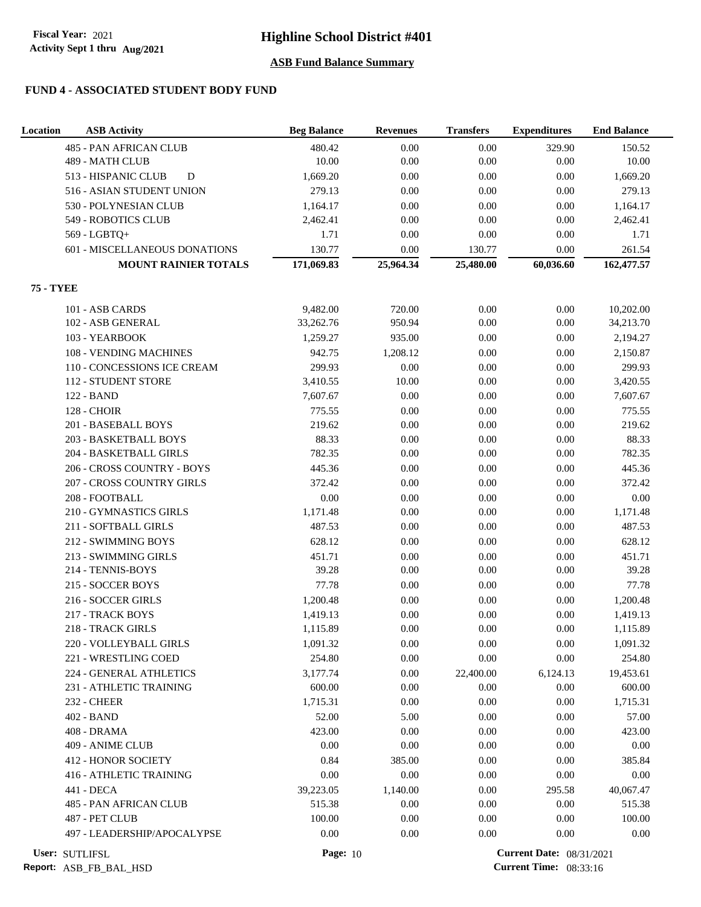# Highline School District #401

Fiscal Year: 2021
Activity Sept 1 thru Aug/2021

## ASB Fund Balance Summary

### FUND 4 - ASSOCIATED STUDENT BODY FUND

| Location | ASB Activity | Beg Balance | Revenues | Transfers | Expenditures | End Balance |
|---|---|---|---|---|---|---|
| | 485 - PAN AFRICAN CLUB | 480.42 | 0.00 | 0.00 | 329.90 | 150.52 |
| | 489 - MATH CLUB | 10.00 | 0.00 | 0.00 | 0.00 | 10.00 |
| | 513 - HISPANIC CLUB D | 1,669.20 | 0.00 | 0.00 | 0.00 | 1,669.20 |
| | 516 - ASIAN STUDENT UNION | 279.13 | 0.00 | 0.00 | 0.00 | 279.13 |
| | 530 - POLYNESIAN CLUB | 1,164.17 | 0.00 | 0.00 | 0.00 | 1,164.17 |
| | 549 - ROBOTICS CLUB | 2,462.41 | 0.00 | 0.00 | 0.00 | 2,462.41 |
| | 569 - LGBTQ+ | 1.71 | 0.00 | 0.00 | 0.00 | 1.71 |
| | 601 - MISCELLANEOUS DONATIONS | 130.77 | 0.00 | 130.77 | 0.00 | 261.54 |
| | **MOUNT RAINIER TOTALS** | **171,069.83** | **25,964.34** | **25,480.00** | **60,036.60** | **162,477.57** |
| **75 - TYEE** | | | | | | |
| | 101 - ASB CARDS | 9,482.00 | 720.00 | 0.00 | 0.00 | 10,202.00 |
| | 102 - ASB GENERAL | 33,262.76 | 950.94 | 0.00 | 0.00 | 34,213.70 |
| | 103 - YEARBOOK | 1,259.27 | 935.00 | 0.00 | 0.00 | 2,194.27 |
| | 108 - VENDING MACHINES | 942.75 | 1,208.12 | 0.00 | 0.00 | 2,150.87 |
| | 110 - CONCESSIONS ICE CREAM | 299.93 | 0.00 | 0.00 | 0.00 | 299.93 |
| | 112 - STUDENT STORE | 3,410.55 | 10.00 | 0.00 | 0.00 | 3,420.55 |
| | 122 - BAND | 7,607.67 | 0.00 | 0.00 | 0.00 | 7,607.67 |
| | 128 - CHOIR | 775.55 | 0.00 | 0.00 | 0.00 | 775.55 |
| | 201 - BASEBALL BOYS | 219.62 | 0.00 | 0.00 | 0.00 | 219.62 |
| | 203 - BASKETBALL BOYS | 88.33 | 0.00 | 0.00 | 0.00 | 88.33 |
| | 204 - BASKETBALL GIRLS | 782.35 | 0.00 | 0.00 | 0.00 | 782.35 |
| | 206 - CROSS COUNTRY - BOYS | 445.36 | 0.00 | 0.00 | 0.00 | 445.36 |
| | 207 - CROSS COUNTRY GIRLS | 372.42 | 0.00 | 0.00 | 0.00 | 372.42 |
| | 208 - FOOTBALL | 0.00 | 0.00 | 0.00 | 0.00 | 0.00 |
| | 210 - GYMNASTICS GIRLS | 1,171.48 | 0.00 | 0.00 | 0.00 | 1,171.48 |
| | 211 - SOFTBALL GIRLS | 487.53 | 0.00 | 0.00 | 0.00 | 487.53 |
| | 212 - SWIMMING BOYS | 628.12 | 0.00 | 0.00 | 0.00 | 628.12 |
| | 213 - SWIMMING GIRLS | 451.71 | 0.00 | 0.00 | 0.00 | 451.71 |
| | 214 - TENNIS-BOYS | 39.28 | 0.00 | 0.00 | 0.00 | 39.28 |
| | 215 - SOCCER BOYS | 77.78 | 0.00 | 0.00 | 0.00 | 77.78 |
| | 216 - SOCCER GIRLS | 1,200.48 | 0.00 | 0.00 | 0.00 | 1,200.48 |
| | 217 - TRACK BOYS | 1,419.13 | 0.00 | 0.00 | 0.00 | 1,419.13 |
| | 218 - TRACK GIRLS | 1,115.89 | 0.00 | 0.00 | 0.00 | 1,115.89 |
| | 220 - VOLLEYBALL GIRLS | 1,091.32 | 0.00 | 0.00 | 0.00 | 1,091.32 |
| | 221 - WRESTLING COED | 254.80 | 0.00 | 0.00 | 0.00 | 254.80 |
| | 224 - GENERAL ATHLETICS | 3,177.74 | 0.00 | 22,400.00 | 6,124.13 | 19,453.61 |
| | 231 - ATHLETIC TRAINING | 600.00 | 0.00 | 0.00 | 0.00 | 600.00 |
| | 232 - CHEER | 1,715.31 | 0.00 | 0.00 | 0.00 | 1,715.31 |
| | 402 - BAND | 52.00 | 5.00 | 0.00 | 0.00 | 57.00 |
| | 408 - DRAMA | 423.00 | 0.00 | 0.00 | 0.00 | 423.00 |
| | 409 - ANIME CLUB | 0.00 | 0.00 | 0.00 | 0.00 | 0.00 |
| | 412 - HONOR SOCIETY | 0.84 | 385.00 | 0.00 | 0.00 | 385.84 |
| | 416 - ATHLETIC TRAINING | 0.00 | 0.00 | 0.00 | 0.00 | 0.00 |
| | 441 - DECA | 39,223.05 | 1,140.00 | 0.00 | 295.58 | 40,067.47 |
| | 485 - PAN AFRICAN CLUB | 515.38 | 0.00 | 0.00 | 0.00 | 515.38 |
| | 487 - PET CLUB | 100.00 | 0.00 | 0.00 | 0.00 | 100.00 |
| | 497 - LEADERSHIP/APOCALYPSE | 0.00 | 0.00 | 0.00 | 0.00 | 0.00 |

User: SUTLIFSL
Report: ASB_FB_BAL_HSD
Current Date: 08/31/2021
Current Time: 08:33:16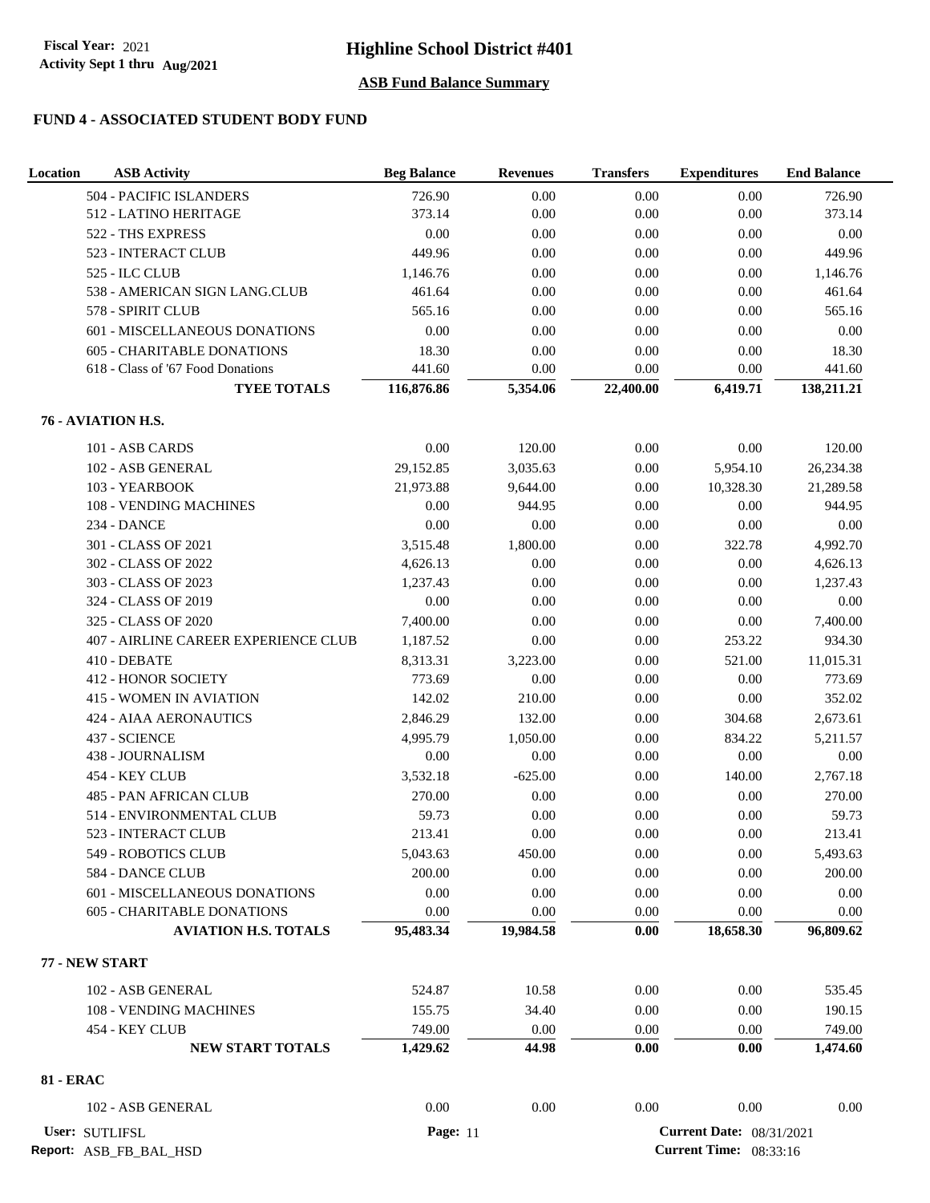**Fiscal Year:** 2021
**Activity Sept 1 thru Aug/2021**

# Highline School District #401

## ASB Fund Balance Summary

### FUND 4 - ASSOCIATED STUDENT BODY FUND

| Location | ASB Activity | Beg Balance | Revenues | Transfers | Expenditures | End Balance |
|---|---|---|---|---|---|---|
| | 504 - PACIFIC ISLANDERS | 726.90 | 0.00 | 0.00 | 0.00 | 726.90 |
| | 512 - LATINO HERITAGE | 373.14 | 0.00 | 0.00 | 0.00 | 373.14 |
| | 522 - THS EXPRESS | 0.00 | 0.00 | 0.00 | 0.00 | 0.00 |
| | 523 - INTERACT CLUB | 449.96 | 0.00 | 0.00 | 0.00 | 449.96 |
| | 525 - ILC CLUB | 1,146.76 | 0.00 | 0.00 | 0.00 | 1,146.76 |
| | 538 - AMERICAN SIGN LANG.CLUB | 461.64 | 0.00 | 0.00 | 0.00 | 461.64 |
| | 578 - SPIRIT CLUB | 565.16 | 0.00 | 0.00 | 0.00 | 565.16 |
| | 601 - MISCELLANEOUS DONATIONS | 0.00 | 0.00 | 0.00 | 0.00 | 0.00 |
| | 605 - CHARITABLE DONATIONS | 18.30 | 0.00 | 0.00 | 0.00 | 18.30 |
| | 618 - Class of '67 Food Donations | 441.60 | 0.00 | 0.00 | 0.00 | 441.60 |
| | **TYEE TOTALS** | **116,876.86** | **5,354.06** | **22,400.00** | **6,419.71** | **138,211.21** |
| **76 - AVIATION H.S.** | | | | | | |
| | 101 - ASB CARDS | 0.00 | 120.00 | 0.00 | 0.00 | 120.00 |
| | 102 - ASB GENERAL | 29,152.85 | 3,035.63 | 0.00 | 5,954.10 | 26,234.38 |
| | 103 - YEARBOOK | 21,973.88 | 9,644.00 | 0.00 | 10,328.30 | 21,289.58 |
| | 108 - VENDING MACHINES | 0.00 | 944.95 | 0.00 | 0.00 | 944.95 |
| | 234 - DANCE | 0.00 | 0.00 | 0.00 | 0.00 | 0.00 |
| | 301 - CLASS OF 2021 | 3,515.48 | 1,800.00 | 0.00 | 322.78 | 4,992.70 |
| | 302 - CLASS OF 2022 | 4,626.13 | 0.00 | 0.00 | 0.00 | 4,626.13 |
| | 303 - CLASS OF 2023 | 1,237.43 | 0.00 | 0.00 | 0.00 | 1,237.43 |
| | 324 - CLASS OF 2019 | 0.00 | 0.00 | 0.00 | 0.00 | 0.00 |
| | 325 - CLASS OF 2020 | 7,400.00 | 0.00 | 0.00 | 0.00 | 7,400.00 |
| | 407 - AIRLINE CAREER EXPERIENCE CLUB | 1,187.52 | 0.00 | 0.00 | 253.22 | 934.30 |
| | 410 - DEBATE | 8,313.31 | 3,223.00 | 0.00 | 521.00 | 11,015.31 |
| | 412 - HONOR SOCIETY | 773.69 | 0.00 | 0.00 | 0.00 | 773.69 |
| | 415 - WOMEN IN AVIATION | 142.02 | 210.00 | 0.00 | 0.00 | 352.02 |
| | 424 - AIAA AERONAUTICS | 2,846.29 | 132.00 | 0.00 | 304.68 | 2,673.61 |
| | 437 - SCIENCE | 4,995.79 | 1,050.00 | 0.00 | 834.22 | 5,211.57 |
| | 438 - JOURNALISM | 0.00 | 0.00 | 0.00 | 0.00 | 0.00 |
| | 454 - KEY CLUB | 3,532.18 | -625.00 | 0.00 | 140.00 | 2,767.18 |
| | 485 - PAN AFRICAN CLUB | 270.00 | 0.00 | 0.00 | 0.00 | 270.00 |
| | 514 - ENVIRONMENTAL CLUB | 59.73 | 0.00 | 0.00 | 0.00 | 59.73 |
| | 523 - INTERACT CLUB | 213.41 | 0.00 | 0.00 | 0.00 | 213.41 |
| | 549 - ROBOTICS CLUB | 5,043.63 | 450.00 | 0.00 | 0.00 | 5,493.63 |
| | 584 - DANCE CLUB | 200.00 | 0.00 | 0.00 | 0.00 | 200.00 |
| | 601 - MISCELLANEOUS DONATIONS | 0.00 | 0.00 | 0.00 | 0.00 | 0.00 |
| | 605 - CHARITABLE DONATIONS | 0.00 | 0.00 | 0.00 | 0.00 | 0.00 |
| | **AVIATION H.S. TOTALS** | **95,483.34** | **19,984.58** | **0.00** | **18,658.30** | **96,809.62** |
| **77 - NEW START** | | | | | | |
| | 102 - ASB GENERAL | 524.87 | 10.58 | 0.00 | 0.00 | 535.45 |
| | 108 - VENDING MACHINES | 155.75 | 34.40 | 0.00 | 0.00 | 190.15 |
| | 454 - KEY CLUB | 749.00 | 0.00 | 0.00 | 0.00 | 749.00 |
| | **NEW START TOTALS** | **1,429.62** | **44.98** | **0.00** | **0.00** | **1,474.60** |
| **81 - ERAC** | | | | | | |
| | 102 - ASB GENERAL | 0.00 | 0.00 | 0.00 | 0.00 | 0.00 |

User: SUTLIFSL
Report: ASB_FB_BAL_HSD
Current Date: 08/31/2021
Current Time: 08:33:16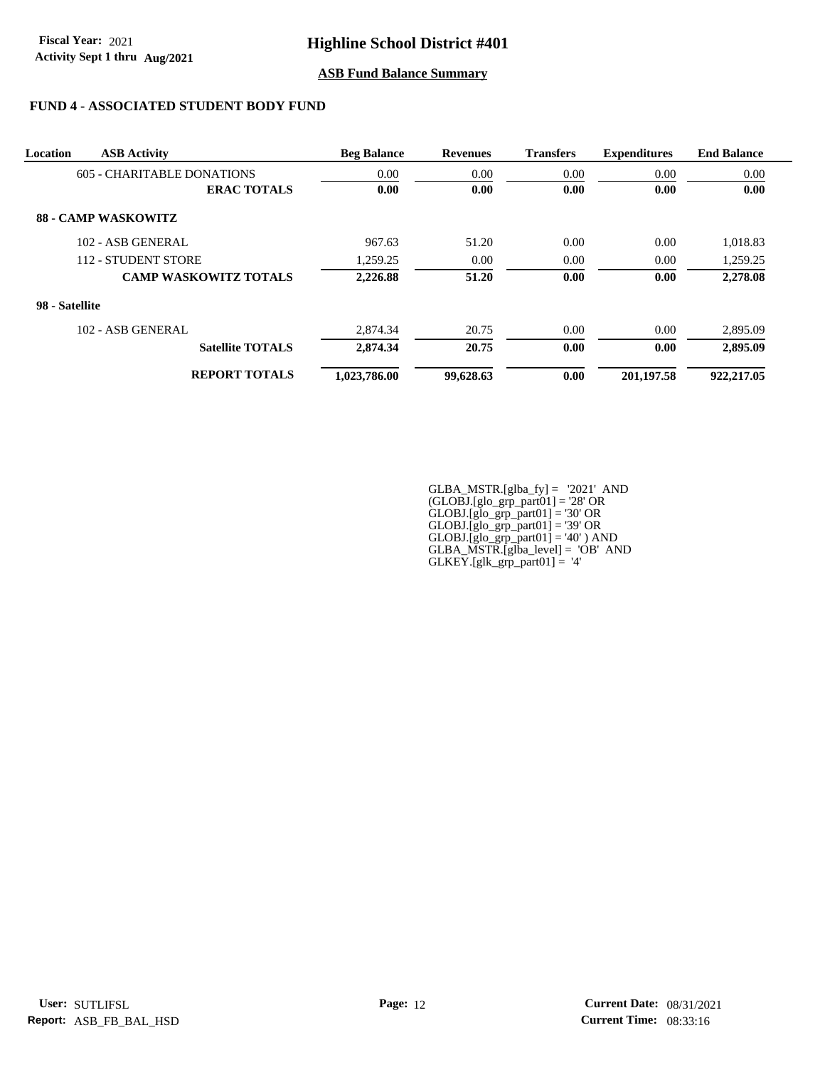Fiscal Year: 2021
Activity Sept 1 thru Aug/2021

# Highline School District #401

## ASB Fund Balance Summary

### FUND 4 - ASSOCIATED STUDENT BODY FUND

| Location | ASB Activity | Beg Balance | Revenues | Transfers | Expenditures | End Balance |
|---|---|---|---|---|---|---|
| | 605 - CHARITABLE DONATIONS | 0.00 | 0.00 | 0.00 | 0.00 | 0.00 |
| | **ERAC TOTALS** | **0.00** | **0.00** | **0.00** | **0.00** | **0.00** |
| **88 - CAMP WASKOWITZ** | | | | | | |
| | 102 - ASB GENERAL | 967.63 | 51.20 | 0.00 | 0.00 | 1,018.83 |
| | 112 - STUDENT STORE | 1,259.25 | 0.00 | 0.00 | 0.00 | 1,259.25 |
| | **CAMP WASKOWITZ TOTALS** | **2,226.88** | **51.20** | **0.00** | **0.00** | **2,278.08** |
| **98 - Satellite** | | | | | | |
| | 102 - ASB GENERAL | 2,874.34 | 20.75 | 0.00 | 0.00 | 2,895.09 |
| | **Satellite TOTALS** | **2,874.34** | **20.75** | **0.00** | **0.00** | **2,895.09** |
| | **REPORT TOTALS** | **1,023,786.00** | **99,628.63** | **0.00** | **201,197.58** | **922,217.05** |

GLBA_MSTR.[glba_fy] = '2021' AND
(GLOBJ.[glo_grp_part01] = '28' OR
GLOBJ.[glo_grp_part01] = '30' OR
GLOBJ.[glo_grp_part01] = '39' OR
GLOBJ.[glo_grp_part01] = '40' ) AND
GLBA_MSTR.[glba_level] = 'OB' AND
GLKEY.[glk_grp_part01] = '4'

User: SUTLIFSL
Report: ASB_FB_BAL_HSD
Current Date: 08/31/2021
Current Time: 08:33:16